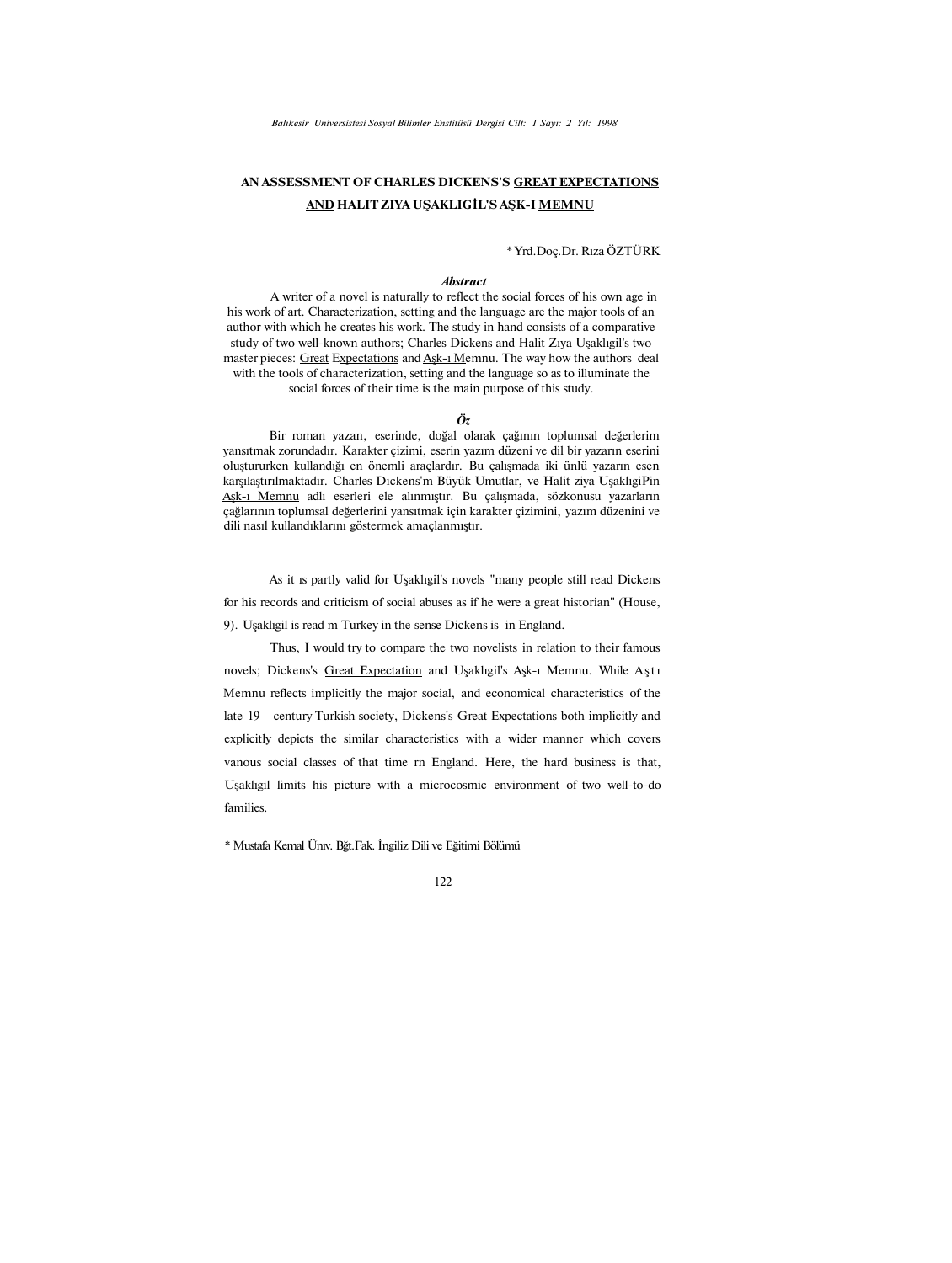# AN ASSESSMENT OF CHARLES DICKENS'S GREAT EXPECTATIONS AND HALIT ZIYA UŞAKLIGİL'S AŞK-I MEMNU

\* Yrd.Doç.Dr. Rıza ÖZTÜRK

### *Abstract*

A writer of a novel is naturally to reflect the social forces of his own age in his work of art. Characterization, setting and the language are the major tools of an author with which he creates his work. The study in hand consists of a comparative study of two well-known authors; Charles Dickens and Halit Zıya Uşaklıgil's two master pieces: Great Expectations and Aşk-ı Memnu. The way how the authors deal with the tools of characterization, setting and the language so as to illuminate the social forces of their time is the main purpose of this study.

### *Öz*

Bir roman yazan, eserinde, doğal olarak çağının toplumsal değerlerim yansıtmak zorundadır. Karakter çizimi, eserin yazım düzeni ve dil bir yazarın eserini oluştururken kullandığı en önemli araçlardır. Bu çalışmada iki ünlü yazarın esen karşılaştırılmaktadır. Charles Dıckens'm Büyük Umutlar, ve Halit ziya UşaklıgiPin Aşk-ı Memnu adlı eserleri ele alınmıştır. Bu çalışmada, sözkonusu yazarların çağlarının toplumsal değerlerini yansıtmak için karakter çizimini, yazım düzenini ve dili nasıl kullandıklarını göstermek amaçlanmıştır.

As it ıs partly valid for Uşaklıgil's novels "many people still read Dickens for his records and criticism of social abuses as if he were a great historian" (House, 9). Uşaklıgil is read m Turkey in the sense Dickens is in England.

Thus, I would try to compare the two novelists in relation to their famous novels; Dickens's Great Expectation and Uşaklıgil's Aşk-ı Memnu. While Aştı Memnu reflects implicitly the major social, and economical characteristics of the late 19 century Turkish society, Dickens's Great Expectations both implicitly and explicitly depicts the similar characteristics with a wider manner which covers vanous social classes of that time rn England. Here, the hard business is that, Uşaklıgil limits his picture with a microcosmic environment of two well-to-do families.

\* Mustafa Kemal Ünıv. Bğt.Fak. İngiliz Dili ve Eğitimi Bölümü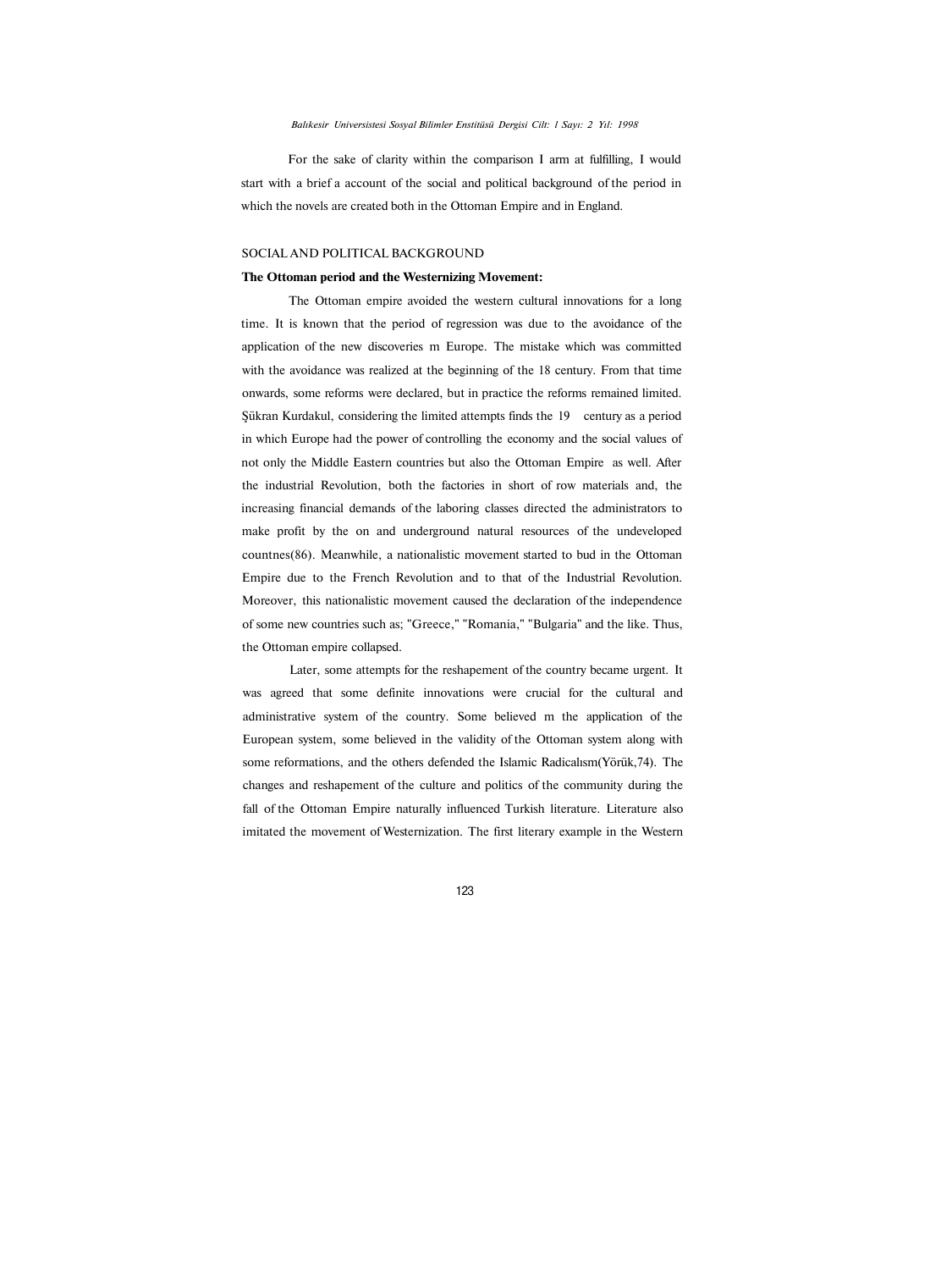For the sake of clarity within the comparison I arm at fulfilling, I would start with a brief a account of the social and political background of the period in which the novels are created both in the Ottoman Empire and in England.

## SOCIAL AND POLITICAL BACKGROUND

**The Ottoman period and the Westernizing Movement:**

The Ottoman empire avoided the western cultural innovations for a long time. It is known that the period of regression was due to the avoidance of the application of the new discoveries m Europe. The mistake which was committed with the avoidance was realized at the beginning of the 18 century. From that time onwards, some reforms were declared, but in practice the reforms remained limited. Şükran Kurdakul, considering the limited attempts finds the 19 century as a period in which Europe had the power of controlling the economy and the social values of not only the Middle Eastern countries but also the Ottoman Empire as well. After the industrial Revolution, both the factories in short of row materials and, the increasing financial demands of the laboring classes directed the administrators to make profit by the on and underground natural resources of the undeveloped countnes(86). Meanwhile, a nationalistic movement started to bud in the Ottoman Empire due to the French Revolution and to that of the Industrial Revolution. Moreover, this nationalistic movement caused the declaration of the independence of some new countries such as; "Greece," "Romania," "Bulgaria" and the like. Thus, the Ottoman empire collapsed.

Later, some attempts for the reshapement of the country became urgent. It was agreed that some definite innovations were crucial for the cultural and administrative system of the country. Some believed m the application of the European system, some believed in the validity of the Ottoman system along with some reformations, and the others defended the Islamic Radicalısm(Yörük,74). The changes and reshapement of the culture and politics of the community during the fall of the Ottoman Empire naturally influenced Turkish literature. Literature also imitated the movement of Westernization. The first literary example in the Western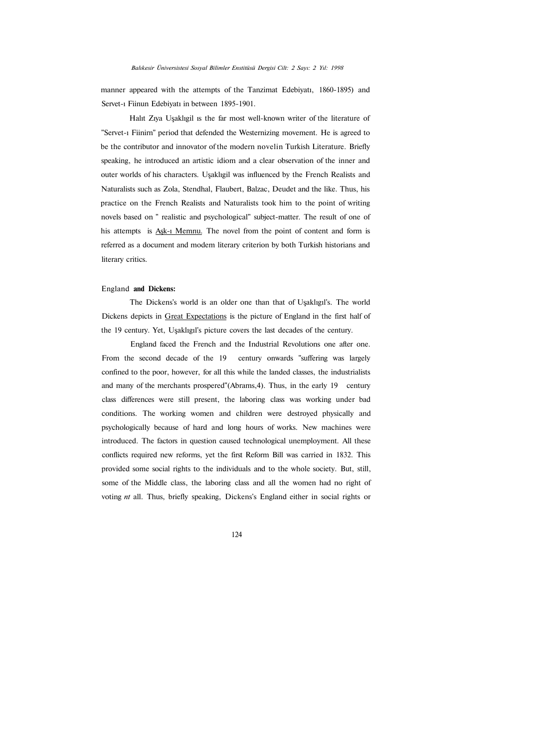manner appeared with the attempts of the Tanzimat Edebiyatı, 1860-1895) and Servet-ı Fiinun Edebiyatı in between 1895-1901.

Halıt Zıya Uşaklıgil ıs the far most well-known writer of the literature of "Servet-ı Fiinirn" period that defended the Westernizing movement. He is agreed to be the contributor and innovator of the modern novelin Turkish Literature. Briefly speaking, he introduced an artistic idiom and a clear observation of the inner and outer worlds of his characters. Uşaklıgil was influenced by the French Realists and Naturalists such as Zola, Stendhal, Flaubert, Balzac, Deudet and the like. Thus, his practice on the French Realists and Naturalists took him to the point of writing novels based on " realistic and psychological" subject-matter. The result of one of his attempts is Aşk-ı Memnu. The novel from the point of content and form is referred as a document and modem literary criterion by both Turkish historians and literary critics.

## England **and Dickens:**

The Dickens's world is an older one than that of Uşaklıgıl's. The world Dickens depicts in Great Expectations is the picture of England in the first half of the 19 century. Yet, Uşaklıgıl's picture covers the last decades of the century.

England faced the French and the Industrial Revolutions one after one. From the second decade of the 19 century onwards "suffering was largely confined to the poor, however, for all this while the landed classes, the industrialists and many of the merchants prospered"(Abrams,4). Thus, in the early 19 century class differences were still present, the laboring class was working under bad conditions. The working women and children were destroyed physically and psychologically because of hard and long hours of works. New machines were introduced. The factors in question caused technological unemployment. All these conflicts required new reforms, yet the first Reform Bill was carried in 1832. This provided some social rights to the individuals and to the whole society. But, still, some of the Middle class, the laboring class and all the women had no right of voting *nt* all. Thus, briefly speaking, Dickens's England either in social rights or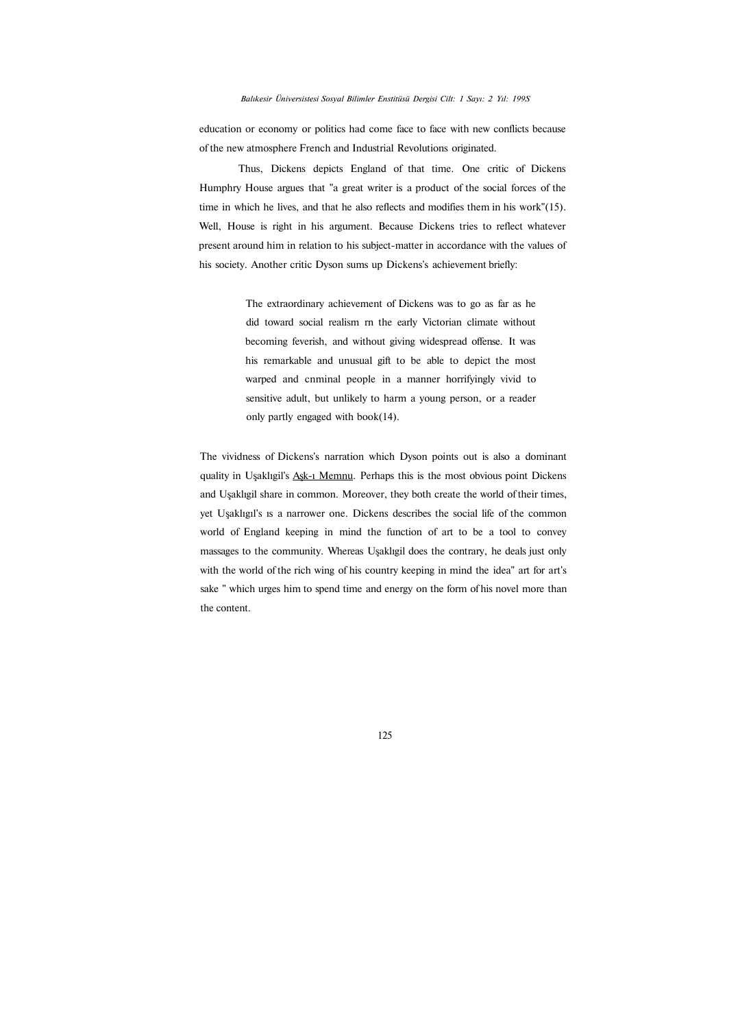education or economy or politics had come face to face with new conflicts because of the new atmosphere French and Industrial Revolutions originated.

Thus, Dickens depicts England of that time. One critic of Dickens Humphry House argues that "a great writer is a product of the social forces of the time in which he lives, and that he also reflects and modifies them in his work"(15). Well, House is right in his argument. Because Dickens tries to reflect whatever present around him in relation to his subject-matter in accordance with the values of his society. Another critic Dyson sums up Dickens's achievement briefly:

> The extraordinary achievement of Dickens was to go as far as he did toward social realism rn the early Victorian climate without becoming feverish, and without giving widespread offense. It was his remarkable and unusual gift to be able to depict the most warped and cnminal people in a manner horrifyingly vivid to sensitive adult, but unlikely to harm a young person, or a reader only partly engaged with book(14).

The vividness of Dickens's narration which Dyson points out is also a dominant quality in Uşaklıgil's <u>Aşk-ı Memnu</u>. Perhaps this is the most obvious point Dickens and Uşaklıgil share in common. Moreover, they both create the world of their times, yet Uşaklıgıl's ıs a narrower one. Dickens describes the social life of the common world of England keeping in mind the function of art to be a tool to convey massages to the community. Whereas Uşaklıgil does the contrary, he deals just only with the world of the rich wing of his country keeping in mind the idea" art for art's sake " which urges him to spend time and energy on the form of his novel more than the content.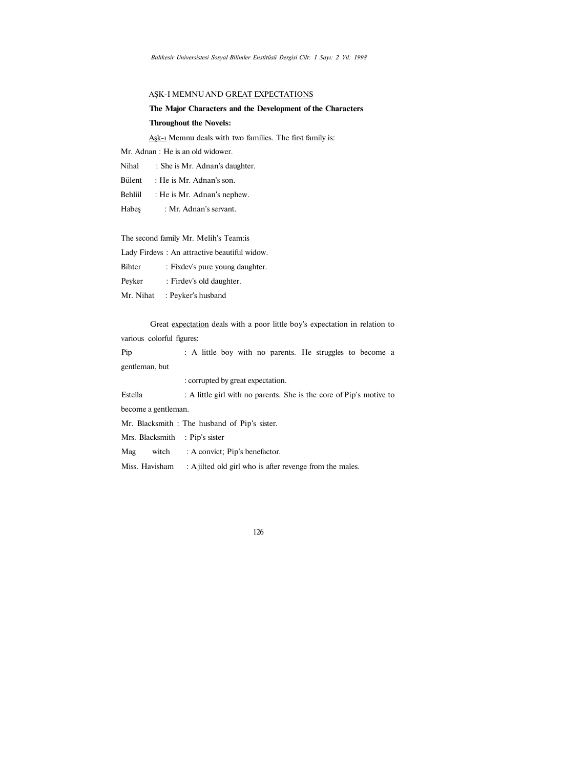AŞK-I MEMNU AND <u>GREAT EXPECTATIONS</u>

**The Major Characters and the Development of the Characters Throughout the Novels:**

<u>Aşk-ı</u> Memnu deals with two families. The first family is:

Mr. Adnan : He is an old widower.

Nihal : She is Mr. Adnan's daughter.

Bülent : He is Mr. Adnan's son.

Behliil : He is Mr. Adnan's nephew.

Habeş : Mr. Adnan's servant.

The second family Mr. Melih's Team:is

Lady Firdevs : An attractive beautiful widow.

Bihter : Fixdev's pure young daughter.

Peyker : Firdev's old daughter.

Mr. Nihat : Peyker's husband

Great <u>expectation</u> deals with a poor little boy's expectation in relation to various colorful figures:

Pip : A little boy with no parents. He struggles to become a gentleman, but

: corrupted by great expectation.

Estella : A little girl with no parents. She is the core of Pip's motive to become a gentleman.

Mr. Blacksmith : The husband of Pip's sister.

Mrs. Blacksmith : Pip's sister

Mag witch : A convict; Pip's benefactor.

Miss. Havisham : A jilted old girl who is after revenge from the males.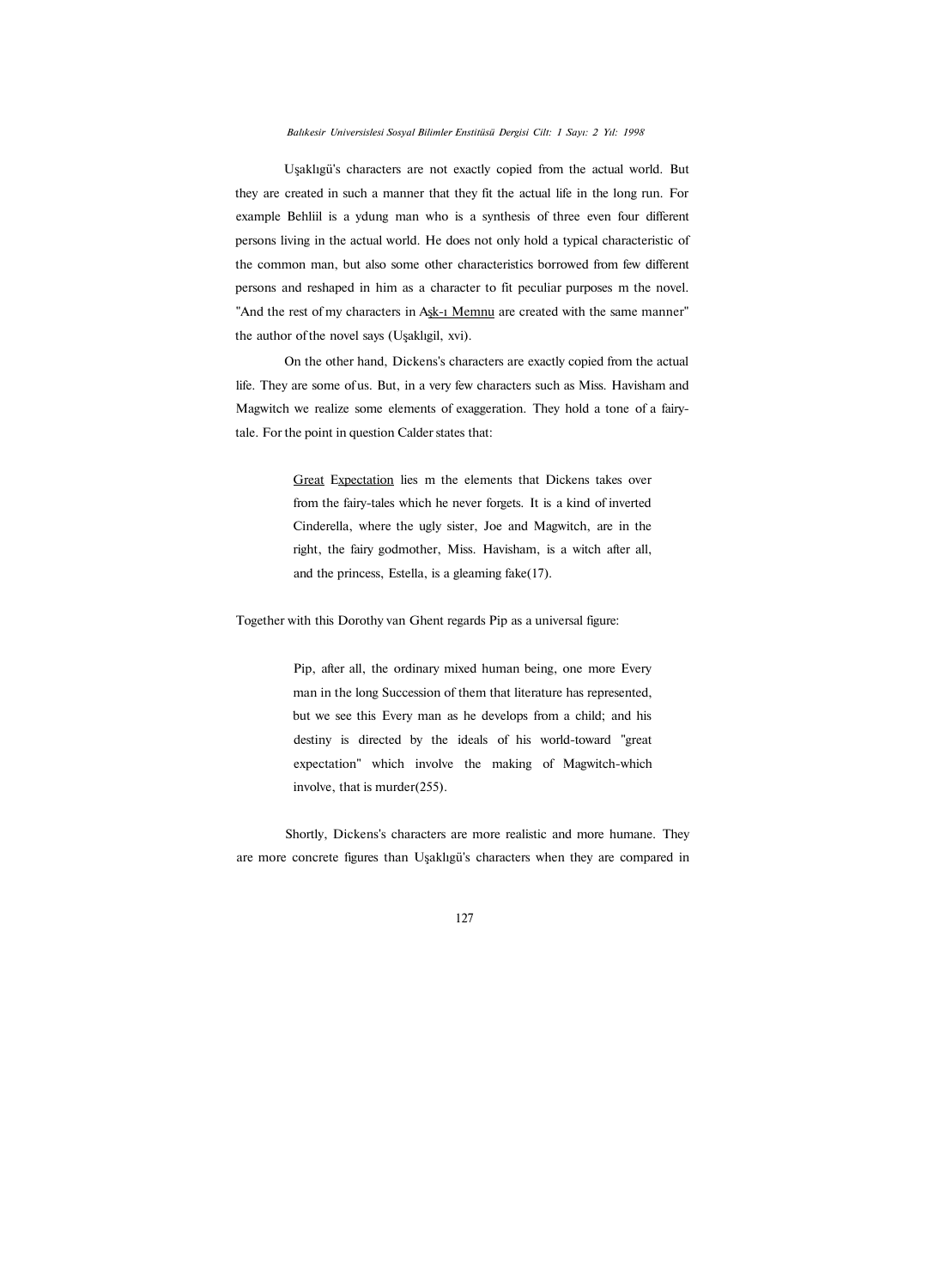Uşaklıgü's characters are not exactly copied from the actual world. But they are created in such a manner that they fit the actual life in the long run. For example Behliil is a ydung man who is a synthesis of three even four different persons living in the actual world. He does not only hold a typical characteristic of the common man, but also some other characteristics borrowed from few different persons and reshaped in him as a character to fit peculiar purposes m the novel. "And the rest of my characters in Aşk-ı Memnu are created with the same manner" the author of the novel says (Uşaklıgil, xvi).

On the other hand, Dickens's characters are exactly copied from the actual life. They are some of us. But, in a very few characters such as Miss. Havisham and Magwitch we realize some elements of exaggeration. They hold a tone of a fairy-tale. For the point in question Calder states that:

> Great Expectation lies m the elements that Dickens takes over from the fairy-tales which he never forgets. It is a kind of inverted Cinderella, where the ugly sister, Joe and Magwitch, are in the right, the fairy godmother, Miss. Havisham, is a witch after all, and the princess, Estella, is a gleaming fake(17).

Together with this Dorothy van Ghent regards Pip as a universal figure:

> Pip, after all, the ordinary mixed human being, one more Every man in the long Succession of them that literature has represented, but we see this Every man as he develops from a child; and his destiny is directed by the ideals of his world-toward "great expectation" which involve the making of Magwitch-which involve, that is murder(255).

Shortly, Dickens's characters are more realistic and more humane. They are more concrete figures than Uşaklıgü's characters when they are compared in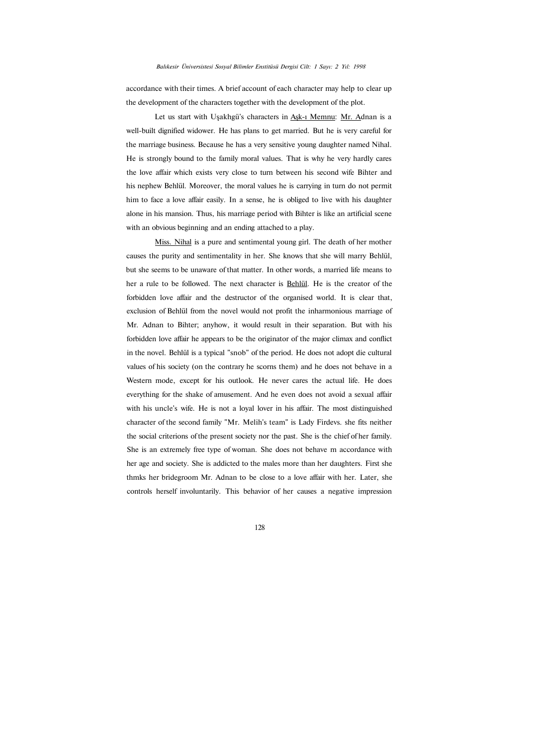accordance with their times. A brief account of each character may help to clear up the development of the characters together with the development of the plot.

Let us start with Uşakhgü's characters in <u>Aşk-ı Memnu</u>: <u>Mr. A</u>dnan is a well-built dignified widower. He has plans to get married. But he is very careful for the marriage business. Because he has a very sensitive young daughter named Nihal. He is strongly bound to the family moral values. That is why he very hardly cares the love affair which exists very close to turn between his second wife Bihter and his nephew Behlül. Moreover, the moral values he is carrying in turn do not permit him to face a love affair easily. In a sense, he is obliged to live with his daughter alone in his mansion. Thus, his marriage period with Bihter is like an artificial scene with an obvious beginning and an ending attached to a play.

<u>Miss. Nihal</u> is a pure and sentimental young girl. The death of her mother causes the purity and sentimentality in her. She knows that she will marry Behlül, but she seems to be unaware of that matter. In other words, a married life means to her a rule to be followed. The next character is <u>Behlül</u>. He is the creator of the forbidden love affair and the destructor of the organised world. It is clear that, exclusion of Behlül from the novel would not profit the inharmonious marriage of Mr. Adnan to Bihter; anyhow, it would result in their separation. But with his forbidden love affair he appears to be the originator of the major climax and conflict in the novel. Behlül is a typical "snob" of the period. He does not adopt die cultural values of his society (on the contrary he scorns them) and he does not behave in a Western mode, except for his outlook. He never cares the actual life. He does everything for the shake of amusement. And he even does not avoid a sexual affair with his uncle's wife. He is not a loyal lover in his affair. The most distinguished character of the second family "Mr. Melih's team" is Lady Firdevs. she fits neither the social criterions of the present society nor the past. She is the chief of her family. She is an extremely free type of woman. She does not behave m accordance with her age and society. She is addicted to the males more than her daughters. First she thmks her bridegroom Mr. Adnan to be close to a love affair with her. Later, she controls herself involuntarily. This behavior of her causes a negative impression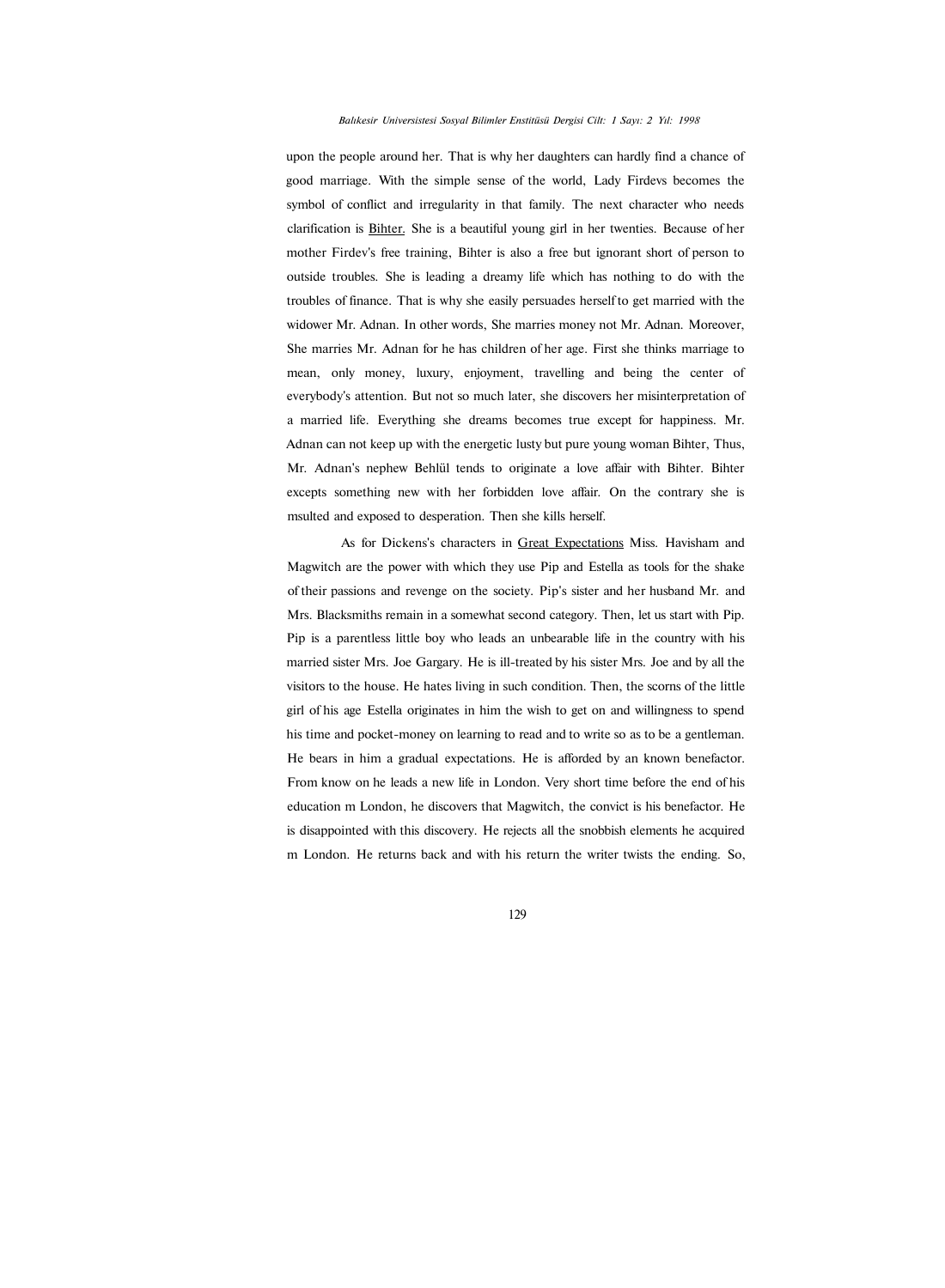upon the people around her. That is why her daughters can hardly find a chance of good marriage. With the simple sense of the world, Lady Firdevs becomes the symbol of conflict and irregularity in that family. The next character who needs clarification is <u>Bihter.</u> She is a beautiful young girl in her twenties. Because of her mother Firdev's free training, Bihter is also a free but ignorant short of person to outside troubles. She is leading a dreamy life which has nothing to do with the troubles of finance. That is why she easily persuades herself to get married with the widower Mr. Adnan. In other words, She marries money not Mr. Adnan. Moreover, She marries Mr. Adnan for he has children of her age. First she thinks marriage to mean, only money, luxury, enjoyment, travelling and being the center of everybody's attention. But not so much later, she discovers her misinterpretation of a married life. Everything she dreams becomes true except for happiness. Mr. Adnan can not keep up with the energetic lusty but pure young woman Bihter, Thus, Mr. Adnan's nephew Behlül tends to originate a love affair with Bihter. Bihter excepts something new with her forbidden love affair. On the contrary she is msulted and exposed to desperation. Then she kills herself.

As for Dickens's characters in <u>Great Expectations</u> Miss. Havisham and Magwitch are the power with which they use Pip and Estella as tools for the shake of their passions and revenge on the society. Pip's sister and her husband Mr. and Mrs. Blacksmiths remain in a somewhat second category. Then, let us start with Pip. Pip is a parentless little boy who leads an unbearable life in the country with his married sister Mrs. Joe Gargary. He is ill-treated by his sister Mrs. Joe and by all the visitors to the house. He hates living in such condition. Then, the scorns of the little girl of his age Estella originates in him the wish to get on and willingness to spend his time and pocket-money on learning to read and to write so as to be a gentleman. He bears in him a gradual expectations. He is afforded by an known benefactor. From know on he leads a new life in London. Very short time before the end of his education m London, he discovers that Magwitch, the convict is his benefactor. He is disappointed with this discovery. He rejects all the snobbish elements he acquired m London. He returns back and with his return the writer twists the ending. So,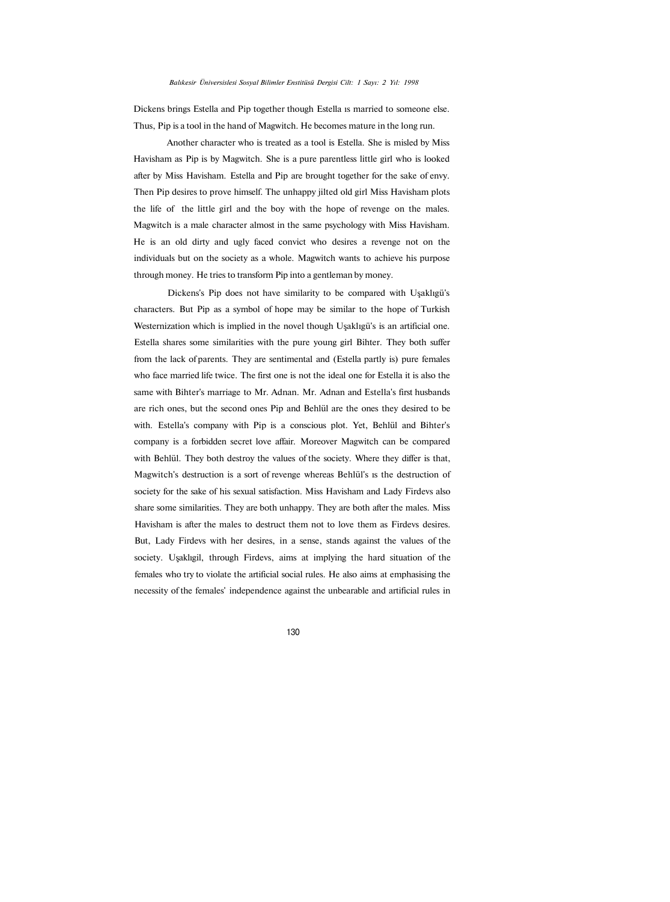Dickens brings Estella and Pip together though Estella ıs married to someone else. Thus, Pip is a tool in the hand of Magwitch. He becomes mature in the long run.

Another character who is treated as a tool is Estella. She is misled by Miss Havisham as Pip is by Magwitch. She is a pure parentless little girl who is looked after by Miss Havisham. Estella and Pip are brought together for the sake of envy. Then Pip desires to prove himself. The unhappy jilted old girl Miss Havisham plots the life of the little girl and the boy with the hope of revenge on the males. Magwitch is a male character almost in the same psychology with Miss Havisham. He is an old dirty and ugly faced convict who desires a revenge not on the individuals but on the society as a whole. Magwitch wants to achieve his purpose through money. He tries to transform Pip into a gentleman by money.

Dickens's Pip does not have similarity to be compared with Uşaklıgü's characters. But Pip as a symbol of hope may be similar to the hope of Turkish Westernization which is implied in the novel though Uşaklıgü's is an artificial one. Estella shares some similarities with the pure young girl Bihter. They both suffer from the lack of parents. They are sentimental and (Estella partly is) pure females who face married life twice. The first one is not the ideal one for Estella it is also the same with Bihter's marriage to Mr. Adnan. Mr. Adnan and Estella's first husbands are rich ones, but the second ones Pip and Behlül are the ones they desired to be with. Estella's company with Pip is a conscious plot. Yet, Behlül and Bihter's company is a forbidden secret love affair. Moreover Magwitch can be compared with Behlül. They both destroy the values of the society. Where they differ is that, Magwitch's destruction is a sort of revenge whereas Behlül's ıs the destruction of society for the sake of his sexual satisfaction. Miss Havisham and Lady Firdevs also share some similarities. They are both unhappy. They are both after the males. Miss Havisham is after the males to destruct them not to love them as Firdevs desires. But, Lady Firdevs with her desires, in a sense, stands against the values of the society. Uşaklıgil, through Firdevs, aims at implying the hard situation of the females who try to violate the artificial social rules. He also aims at emphasising the necessity of the females' independence against the unbearable and artificial rules in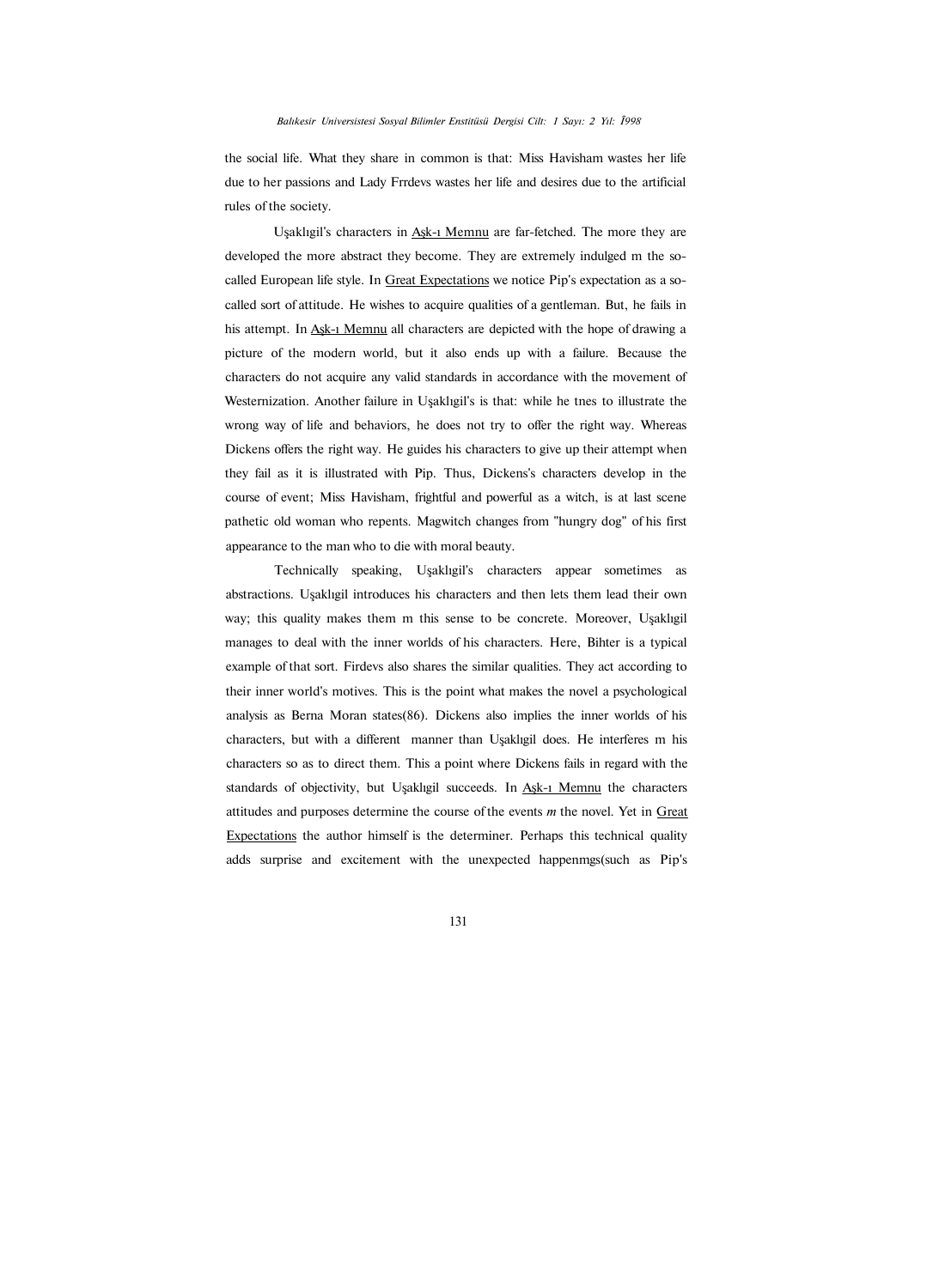the social life. What they share in common is that: Miss Havisham wastes her life due to her passions and Lady Frrdevs wastes her life and desires due to the artificial rules of the society.

Uşaklıgil's characters in Aşk-ı Memnu are far-fetched. The more they are developed the more abstract they become. They are extremely indulged m the so-called European life style. In Great Expectations we notice Pip's expectation as a so-called sort of attitude. He wishes to acquire qualities of a gentleman. But, he fails in his attempt. In Aşk-ı Memnu all characters are depicted with the hope of drawing a picture of the modern world, but it also ends up with a failure. Because the characters do not acquire any valid standards in accordance with the movement of Westernization. Another failure in Uşaklıgil's is that: while he tnes to illustrate the wrong way of life and behaviors, he does not try to offer the right way. Whereas Dickens offers the right way. He guides his characters to give up their attempt when they fail as it is illustrated with Pip. Thus, Dickens's characters develop in the course of event; Miss Havisham, frightful and powerful as a witch, is at last scene pathetic old woman who repents. Magwitch changes from "hungry dog" of his first appearance to the man who to die with moral beauty.

Technically speaking, Uşaklıgil's characters appear sometimes as abstractions. Uşaklıgil introduces his characters and then lets them lead their own way; this quality makes them m this sense to be concrete. Moreover, Uşaklıgil manages to deal with the inner worlds of his characters. Here, Bihter is a typical example of that sort. Firdevs also shares the similar qualities. They act according to their inner world's motives. This is the point what makes the novel a psychological analysis as Berna Moran states(86). Dickens also implies the inner worlds of his characters, but with a different manner than Uşaklıgil does. He interferes m his characters so as to direct them. This a point where Dickens fails in regard with the standards of objectivity, but Uşaklıgil succeeds. In Aşk-ı Memnu the characters attitudes and purposes determine the course of the events *m* the novel. Yet in Great Expectations the author himself is the determiner. Perhaps this technical quality adds surprise and excitement with the unexpected happenmgs(such as Pip's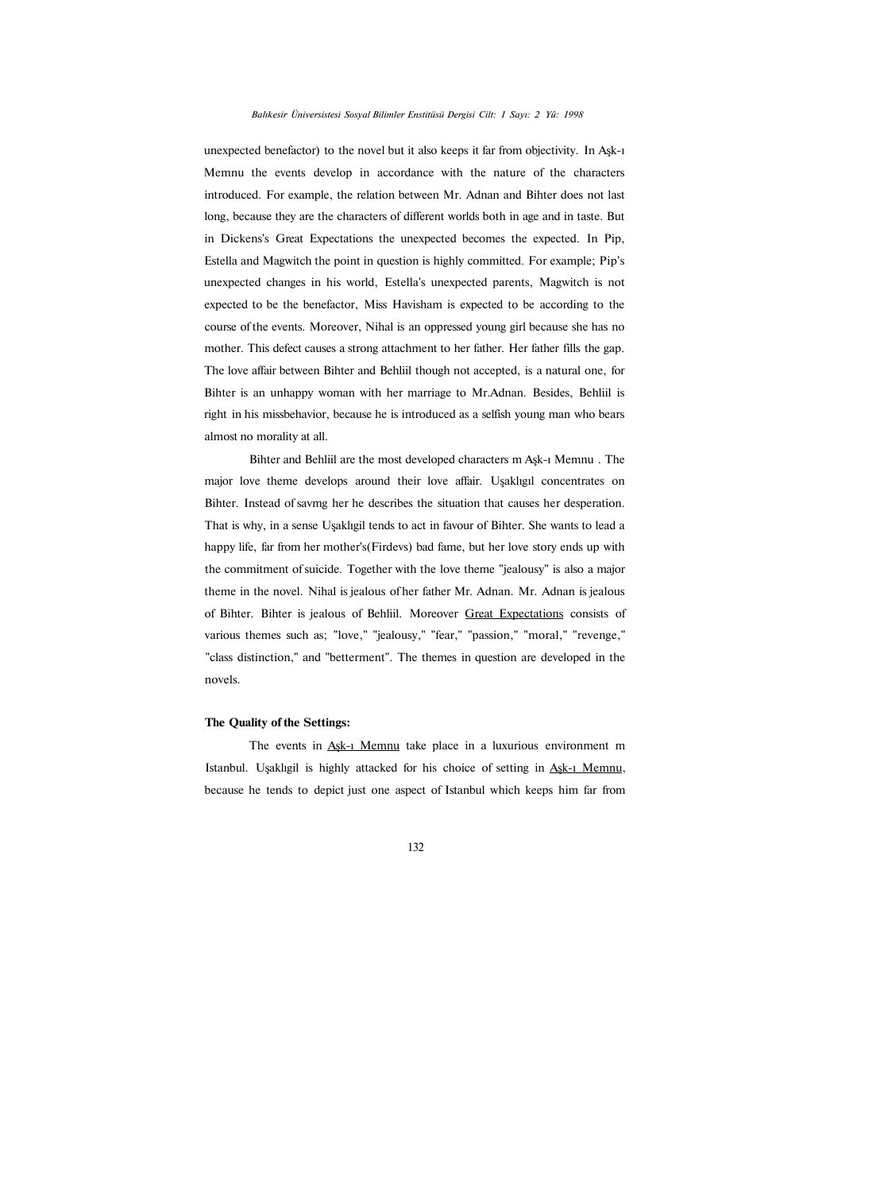unexpected benefactor) to the novel but it also keeps it far from objectivity. In Aşk-ı Memnu the events develop in accordance with the nature of the characters introduced. For example, the relation between Mr. Adnan and Bihter does not last long, because they are the characters of different worlds both in age and in taste. But in Dickens's Great Expectations the unexpected becomes the expected. In Pip, Estella and Magwitch the point in question is highly committed. For example; Pip's unexpected changes in his world, Estella's unexpected parents, Magwitch is not expected to be the benefactor, Miss Havisham is expected to be according to the course of the events. Moreover, Nihal is an oppressed young girl because she has no mother. This defect causes a strong attachment to her father. Her father fills the gap. The love affair between Bihter and Behlül though not accepted, is a natural one, for Bihter is an unhappy woman with her marriage to Mr.Adnan. Besides, Behlül is right in his missbehavior, because he is introduced as a selfish young man who bears almost no morality at all.

Bihter and Behlül are the most developed characters m Aşk-ı Memnu . The major love theme develops around their love affair. Uşaklıgıl concentrates on Bihter. Instead of savmg her he describes the situation that causes her desperation. That is why, in a sense Uşaklıgil tends to act in favour of Bihter. She wants to lead a happy life, far from her mother's(Firdevs) bad fame, but her love story ends up with the commitment of suicide. Together with the love theme "jealousy" is also a major theme in the novel. Nihal is jealous of her father Mr. Adnan. Mr. Adnan is jealous of Bihter. Bihter is jealous of Behlül. Moreover Great Expectations consists of various themes such as; "love," "jealousy," "fear," "passion," "moral," "revenge," "class distinction," and "betterment". The themes in question are developed in the novels.

**The Quality of the Settings:**

The events in Aşk-ı Memnu take place in a luxurious environment m Istanbul. Uşaklıgil is highly attacked for his choice of setting in Aşk-ı Memnu, because he tends to depict just one aspect of Istanbul which keeps him far from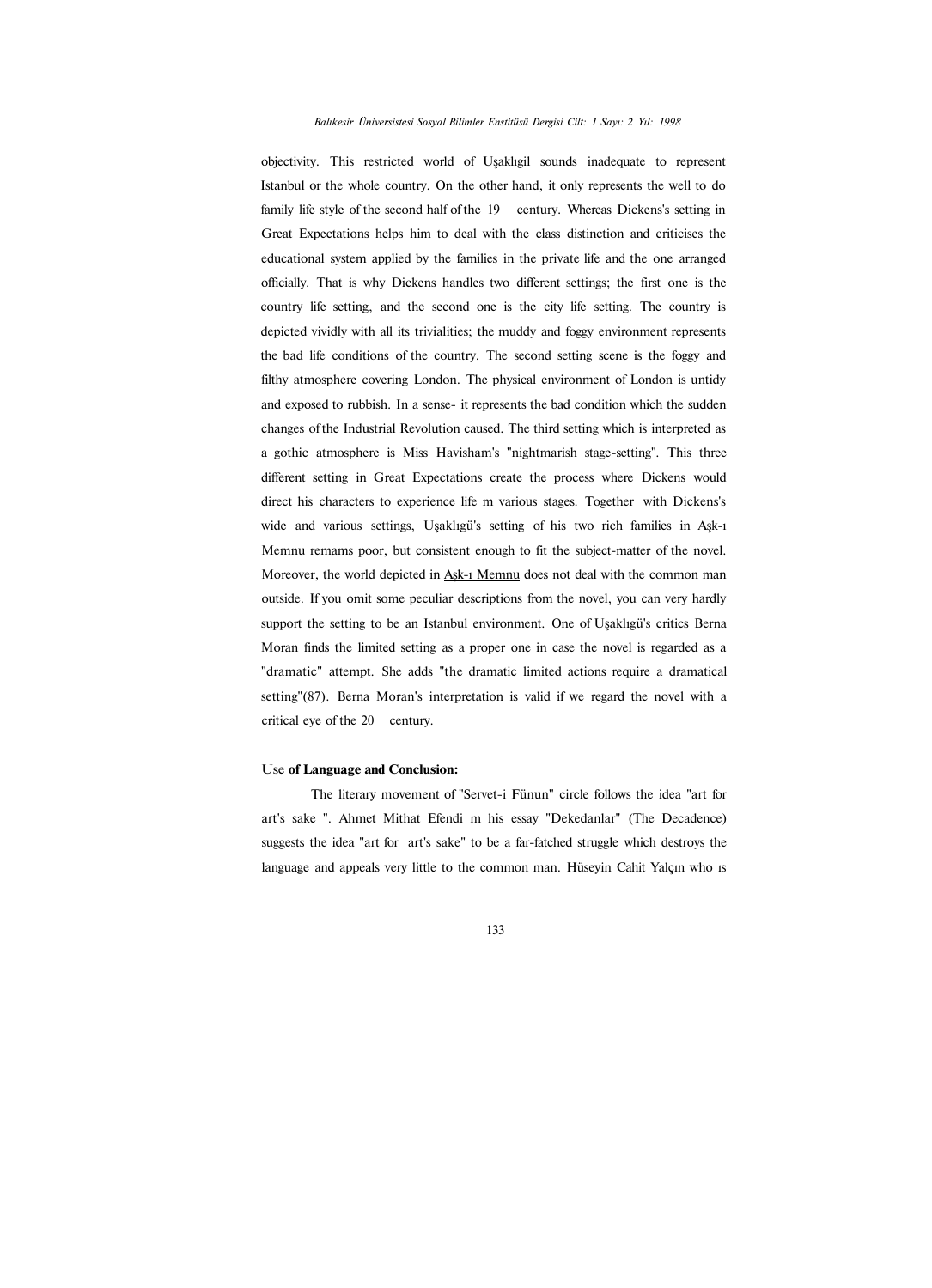objectivity. This restricted world of Uşaklıgil sounds inadequate to represent Istanbul or the whole country. On the other hand, it only represents the well to do family life style of the second half of the 19 century. Whereas Dickens's setting in Great Expectations helps him to deal with the class distinction and criticises the educational system applied by the families in the private life and the one arranged officially. That is why Dickens handles two different settings; the first one is the country life setting, and the second one is the city life setting. The country is depicted vividly with all its trivialities; the muddy and foggy environment represents the bad life conditions of the country. The second setting scene is the foggy and filthy atmosphere covering London. The physical environment of London is untidy and exposed to rubbish. In a sense- it represents the bad condition which the sudden changes of the Industrial Revolution caused. The third setting which is interpreted as a gothic atmosphere is Miss Havisham's "nightmarish stage-setting". This three different setting in Great Expectations create the process where Dickens would direct his characters to experience life m various stages. Together with Dickens's wide and various settings, Uşaklıgü's setting of his two rich families in Aşk-ı Memnu remams poor, but consistent enough to fit the subject-matter of the novel. Moreover, the world depicted in Aşk-ı Memnu does not deal with the common man outside. If you omit some peculiar descriptions from the novel, you can very hardly support the setting to be an Istanbul environment. One of Uşaklıgü's critics Berna Moran finds the limited setting as a proper one in case the novel is regarded as a "dramatic" attempt. She adds "the dramatic limited actions require a dramatical setting"(87). Berna Moran's interpretation is valid if we regard the novel with a critical eye of the 20 century.

### Use **of Language and Conclusion:**

The literary movement of "Servet-i Fünun" circle follows the idea "art for art's sake ". Ahmet Mithat Efendi m his essay "Dekedanlar" (The Decadence) suggests the idea "art for art's sake" to be a far-fatched struggle which destroys the language and appeals very little to the common man. Hüseyin Cahit Yalçın who ıs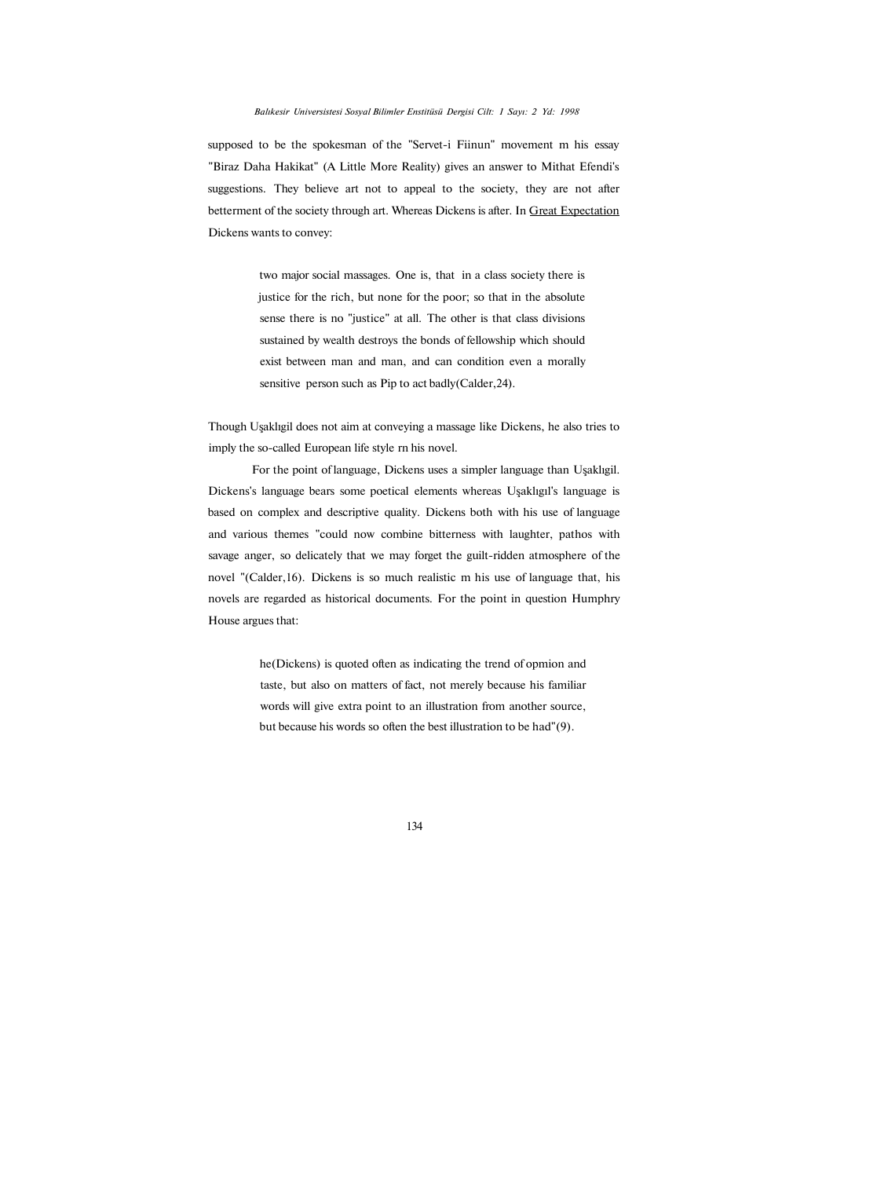supposed to be the spokesman of the "Servet-i Fiinun" movement m his essay "Biraz Daha Hakikat" (A Little More Reality) gives an answer to Mithat Efendi's suggestions. They believe art not to appeal to the society, they are not after betterment of the society through art. Whereas Dickens is after. In Great Expectation Dickens wants to convey:

> two major social massages. One is, that in a class society there is justice for the rich, but none for the poor; so that in the absolute sense there is no "justice" at all. The other is that class divisions sustained by wealth destroys the bonds of fellowship which should exist between man and man, and can condition even a morally sensitive person such as Pip to act badly(Calder,24).

Though Uşaklıgil does not aim at conveying a massage like Dickens, he also tries to imply the so-called European life style rn his novel.

For the point of language, Dickens uses a simpler language than Uşaklıgil. Dickens's language bears some poetical elements whereas Uşaklıgıl's language is based on complex and descriptive quality. Dickens both with his use of language and various themes "could now combine bitterness with laughter, pathos with savage anger, so delicately that we may forget the guilt-ridden atmosphere of the novel "(Calder,16). Dickens is so much realistic m his use of language that, his novels are regarded as historical documents. For the point in question Humphry House argues that:

> he(Dickens) is quoted often as indicating the trend of opmion and taste, but also on matters of fact, not merely because his familiar words will give extra point to an illustration from another source, but because his words so often the best illustration to be had"(9).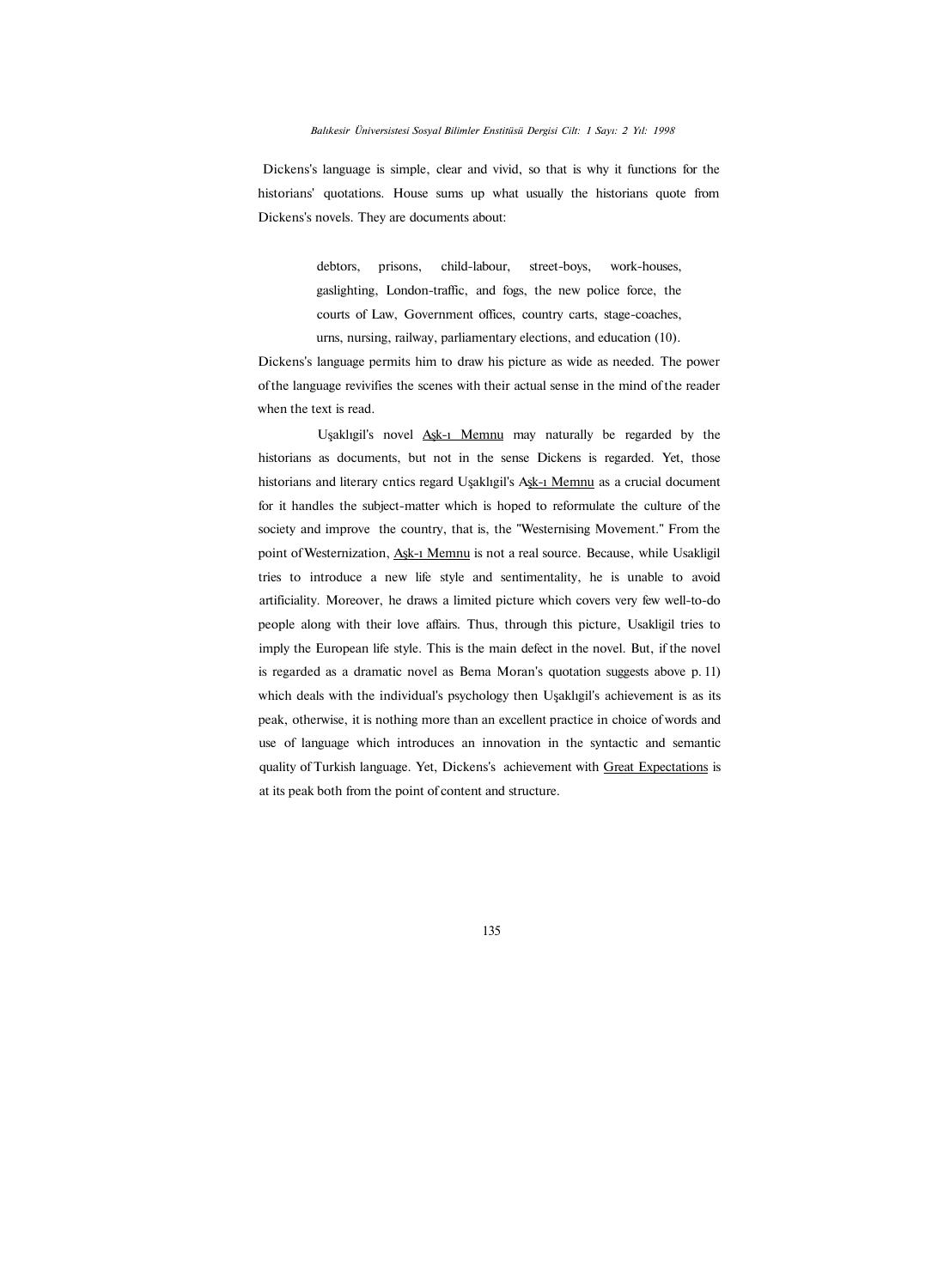Dickens's language is simple, clear and vivid, so that is why it functions for the historians' quotations. House sums up what usually the historians quote from Dickens's novels. They are documents about:

> debtors, prisons, child-labour, street-boys, work-houses, gaslighting, London-traffic, and fogs, the new police force, the courts of Law, Government offices, country carts, stage-coaches, urns, nursing, railway, parliamentary elections, and education (10).

Dickens's language permits him to draw his picture as wide as needed. The power of the language revivifies the scenes with their actual sense in the mind of the reader when the text is read.

Uşaklıgil's novel Aşk-ı Memnu may naturally be regarded by the historians as documents, but not in the sense Dickens is regarded. Yet, those historians and literary cntics regard Uşaklıgil's Aşk-ı Memnu as a crucial document for it handles the subject-matter which is hoped to reformulate the culture of the society and improve the country, that is, the "Westernising Movement." From the point of Westernization, Aşk-ı Memnu is not a real source. Because, while Usakligil tries to introduce a new life style and sentimentality, he is unable to avoid artificiality. Moreover, he draws a limited picture which covers very few well-to-do people along with their love affairs. Thus, through this picture, Usakligil tries to imply the European life style. This is the main defect in the novel. But, if the novel is regarded as a dramatic novel as Bema Moran's quotation suggests above p. 11) which deals with the individual's psychology then Uşaklıgil's achievement is as its peak, otherwise, it is nothing more than an excellent practice in choice of words and use of language which introduces an innovation in the syntactic and semantic quality of Turkish language. Yet, Dickens's achievement with Great Expectations is at its peak both from the point of content and structure.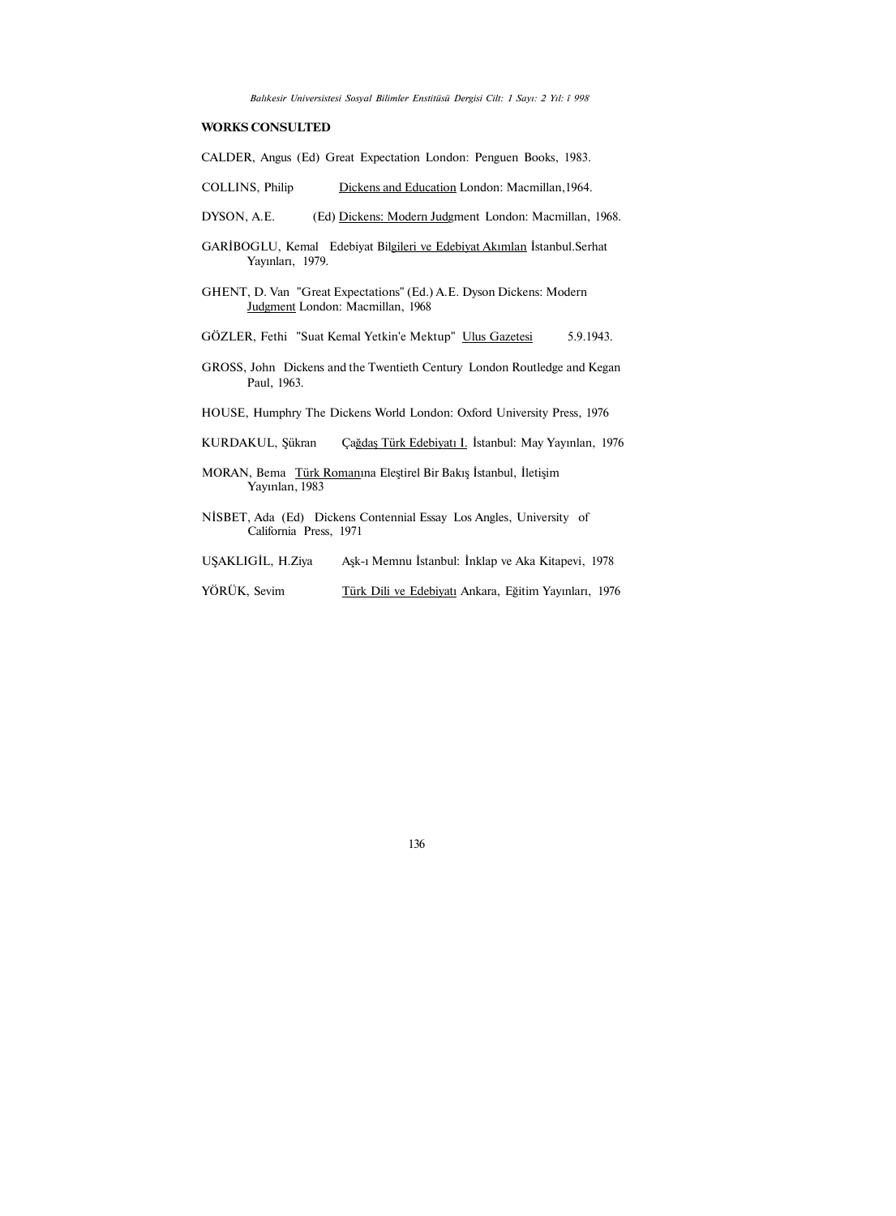**WORKS CONSULTED**

CALDER, Angus (Ed) Great Expectation London: Penguen Books, 1983.

COLLINS, Philip Dickens and Education London: Macmillan,1964.

DYSON, A.E. (Ed) Dickens: Modern Judgment London: Macmillan, 1968.

GARİBOGLU, Kemal Edebiyat Bilgileri ve Edebiyat Akımlan İstanbul.Serhat Yayınları, 1979.

GHENT, D. Van "Great Expectations" (Ed.) A.E. Dyson Dickens: Modern Judgment London: Macmillan, 1968

GÖZLER, Fethi "Suat Kemal Yetkin'e Mektup" Ulus Gazetesi 5.9.1943.

GROSS, John Dickens and the Twentieth Century London Routledge and Kegan Paul, 1963.

HOUSE, Humphry The Dickens World London: Oxford University Press, 1976

KURDAKUL, Şükran Çağdaş Türk Edebiyatı I. İstanbul: May Yayınlan, 1976

MORAN, Bema Türk Romanına Eleştirel Bir Bakış İstanbul, İletişim Yayınlan, 1983

NİSBET, Ada (Ed) Dickens Contennial Essay Los Angles, University of California Press, 1971

UŞAKLIGİL, H.Ziya Aşk-ı Memnu İstanbul: İnklap ve Aka Kitapevi, 1978

YÖRÜK, Sevim Türk Dili ve Edebiyatı Ankara, Eğitim Yayınları, 1976